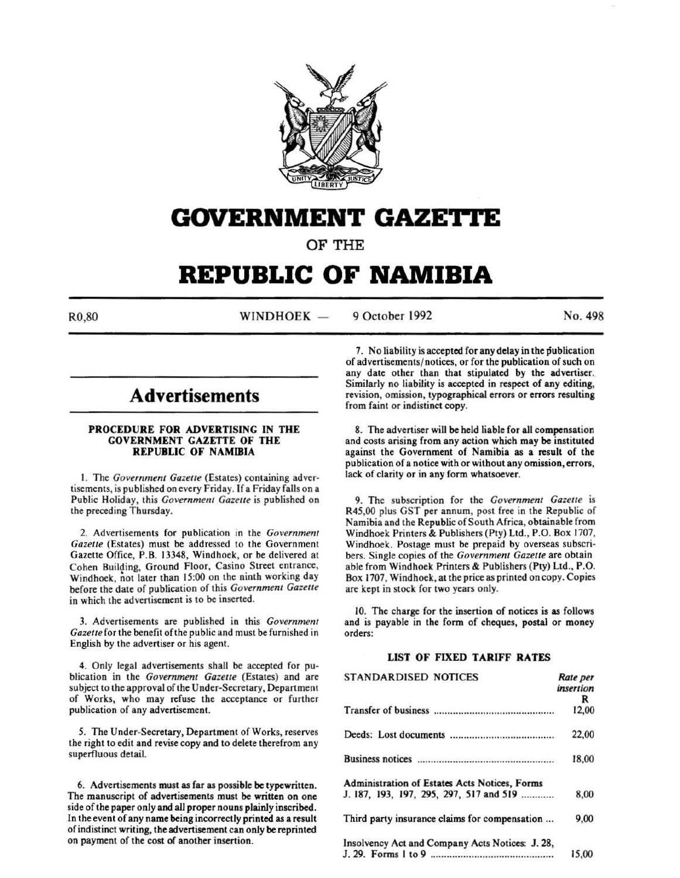# GOVERNMENT GAZETTE

OF THE

# REPUBLIC OF NAMIBIA

R0,80 WINDHOEK — 9 October 1992 No. 498

## Advertisements

### PROCEDURE FOR ADVERTISING IN THE GOVERNMENT GAZETTE OF THE REPUBLIC OF NAMIBIA

1. The *Government Gazette* (Estates) containing advertisements, is published on every Friday. If a Friday falls on a Public Holiday, this *Government Gazette* is published on the preceding Thursday.

2. Advertisements for publication in the *Government Gazette* (Estates) must be addressed to the Government Gazette Office, P.B. 13348, Windhoek, or be delivered at Cohen Building, Ground Floor, Casino Street entrance, Windhoek, not later than 15:00 on the ninth working day before the date of publication of this *Government Gazette* in which the advertisement is to be inserted.

3. Advertisements are published in this *Government Gazette* for the benefit of the public and must be furnished in English by the advertiser or his agent.

4. Only legal advertisements shall be accepted for publication in the *Government Gazette* (Estates) and are subject to the approval of the Under-Secretary, Department of Works, who may refuse the acceptance or further publication of any advertisement.

5. The Under-Secretary, Department of Works, reserves the right to edit and revise copy and to delete therefrom any superfluous detail.

6. Advertisements must as far as possible be typewritten. The manuscript of advertisements must be written on one side of the paper only and all proper nouns plainly inscribed. In the event of any name being incorrectly printed as a result of indistinct writing, the advertisement can only be reprinted on payment of the cost of another insertion.

7. No liability is accepted for any delay in the publication of advertisements/notices, or for the publication of such on any date other than that stipulated by the advertiser. Similarly no liability is accepted in respect of any editing, revision, omission, typographical errors or errors resulting from faint or indistinct copy.

8. The advertiser will be held liable for all compensation and costs arising from any action which may be instituted against the Government of Namibia as a result of the publication of a notice with or without any omission, errors, lack of clarity or in any form whatsoever.

9. The subscription for the *Government Gazette* is R45,00 plus GST per annum, post free in the Republic of Namibia and the Republic of South Africa, obtainable from Windhoek Printers & Publishers (Pty) Ltd., P.O. Box 1707, Windhoek. Postage must be prepaid by overseas subscribers. Single copies of the *Government Gazette* are obtainable from Windhoek Printers & Publishers (Pty) Ltd., P.O. Box 1707, Windhoek, at the price as printed on copy. Copies are kept in stock for two years only.

10. The charge for the insertion of notices is as follows and is payable in the form of cheques, postal or money orders:

### LIST OF FIXED TARIFF RATES

| STANDARDISED NOTICES | *Rate per insertion* R |
|---|---|
| Transfer of business | 12,00 |
| Deeds: Lost documents | 22,00 |
| Business notices | 18,00 |
| Administration of Estates Acts Notices, Forms J. 187, 193, 197, 295, 297, 517 and 519 | 8,00 |
| Third party insurance claims for compensation | 9,00 |
| Insolvency Act and Company Acts Notices: J. 28, J. 29. Forms 1 to 9 | 15,00 |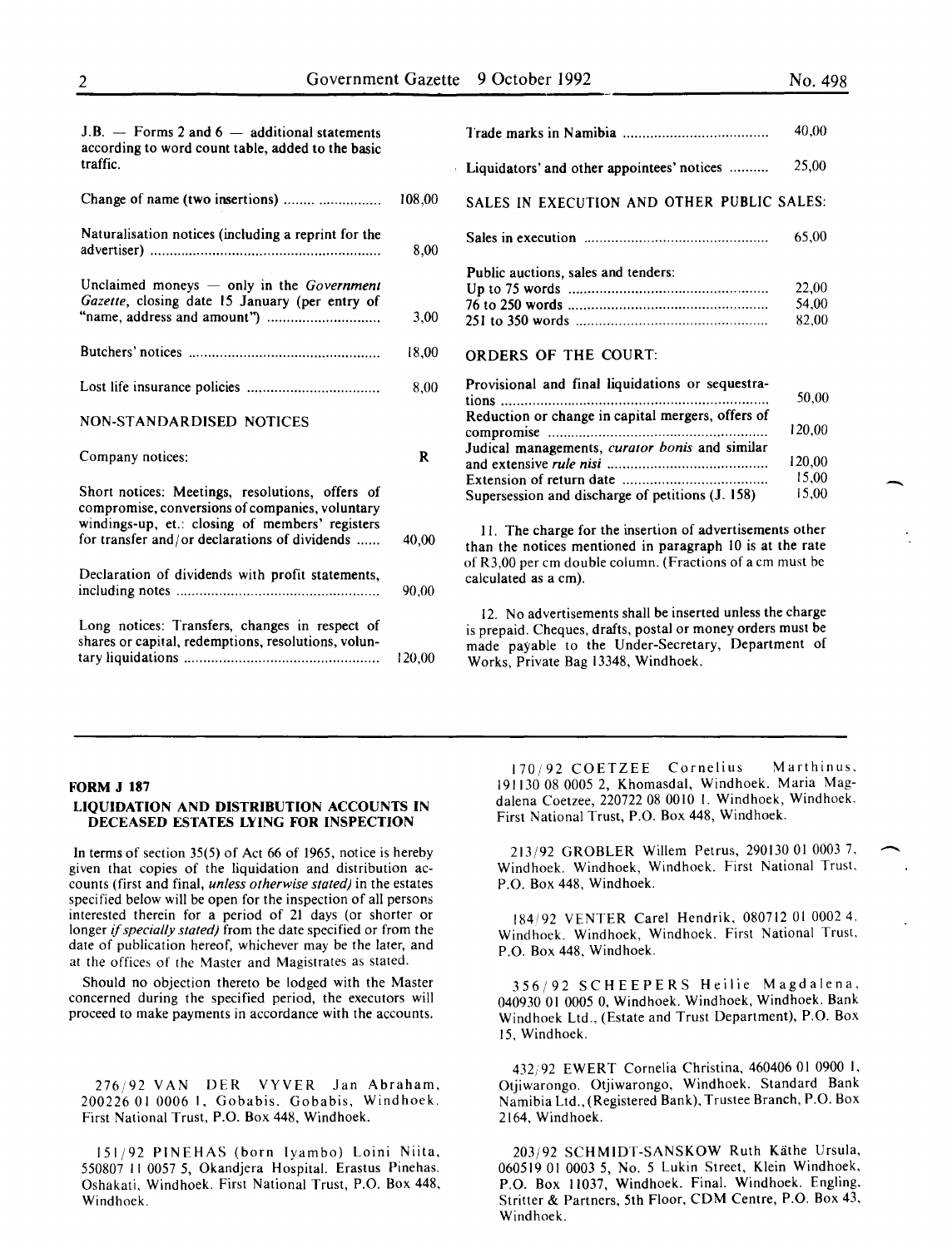| | |
|---|---|
| J.B. — Forms 2 and 6 — additional statements according to word count table, added to the basic traffic. | |
| Change of name (two insertions) | 108,00 |
| Naturalisation notices (including a reprint for the advertiser) | 8,00 |
| Unclaimed moneys — only in the *Government Gazette*, closing date 15 January (per entry of "name, address and amount") | 3,00 |
| Butchers' notices | 18,00 |
| Lost life insurance policies | 8,00 |

NON-STANDARDISED NOTICES

| | |
|---|---|
| Company notices: | R |
| Short notices: Meetings, resolutions, offers of compromise, conversions of companies, voluntary windings-up, et.: closing of members' registers for transfer and/or declarations of dividends | 40,00 |
| Declaration of dividends with profit statements, including notes | 90,00 |
| Long notices: Transfers, changes in respect of shares or capital, redemptions, resolutions, voluntary liquidations | 120,00 |
| Trade marks in Namibia | 40,00 |
| Liquidators' and other appointees' notices | 25,00 |

SALES IN EXECUTION AND OTHER PUBLIC SALES:

| | |
|---|---|
| Sales in execution | 65,00 |
| Public auctions, sales and tenders: | |
| Up to 75 words | 22,00 |
| 76 to 250 words | 54,00 |
| 251 to 350 words | 82,00 |

ORDERS OF THE COURT:

| | |
|---|---|
| Provisional and final liquidations or sequestrations | 50,00 |
| Reduction or change in capital mergers, offers of compromise | 120,00 |
| Judical managements, *curator bonis* and similar and extensive *rule nisi* | 120,00 |
| Extension of return date | 15,00 |
| Supersession and discharge of petitions (J. 158) | 15,00 |

11. The charge for the insertion of advertisements other than the notices mentioned in paragraph 10 is at the rate of R3,00 per cm double column. (Fractions of a cm must be calculated as a cm).

12. No advertisements shall be inserted unless the charge is prepaid. Cheques, drafts, postal or money orders must be made payable to the Under-Secretary, Department of Works, Private Bag 13348, Windhoek.

---

**FORM J 187**

**LIQUIDATION AND DISTRIBUTION ACCOUNTS IN DECEASED ESTATES LYING FOR INSPECTION**

In terms of section 35(5) of Act 66 of 1965, notice is hereby given that copies of the liquidation and distribution accounts (first and final, *unless otherwise stated)* in the estates specified below will be open for the inspection of all persons interested therein for a period of 21 days (or shorter or longer *if specially stated)* from the date specified or from the date of publication hereof, whichever may be the later, and at the offices of the Master and Magistrates as stated.

Should no objection thereto be lodged with the Master concerned during the specified period, the executors will proceed to make payments in accordance with the accounts.

276/92 VAN DER VYVER Jan Abraham, 200226 01 0006 1, Gobabis. Gobabis, Windhoek. First National Trust, P.O. Box 448, Windhoek.

151/92 PINEHAS (born Iyambo) Loini Niita, 550807 11 0057 5, Okandjera Hospital. Erastus Pinehas. Oshakati, Windhoek. First National Trust, P.O. Box 448, Windhoek.

170/92 COETZEE Cornelius Marthinus, 191130 08 0005 2, Khomasdal, Windhoek. Maria Magdalena Coetzee, 220722 08 0010 1. Windhoek, Windhoek. First National Trust, P.O. Box 448, Windhoek.

213/92 GROBLER Willem Petrus, 290130 01 0003 7, Windhoek. Windhoek, Windhoek. First National Trust, P.O. Box 448, Windhoek.

184/92 VENTER Carel Hendrik, 080712 01 0002 4. Windhoek. Windhoek, Windhoek. First National Trust, P.O. Box 448, Windhoek.

356/92 SCHEEPERS Heilie Magdalena, 040930 01 0005 0, Windhoek. Windhoek, Windhoek. Bank Windhoek Ltd., (Estate and Trust Department), P.O. Box 15, Windhoek.

432/92 EWERT Cornelia Christina, 460406 01 0900 1, Otjiwarongo. Otjiwarongo, Windhoek. Standard Bank Namibia Ltd., (Registered Bank), Trustee Branch, P.O. Box 2164, Windhoek.

203/92 SCHMIDT-SANSKOW Ruth Käthe Ursula, 060519 01 0003 5, No. 5 Lukin Street, Klein Windhoek, P.O. Box 11037, Windhoek. Final. Windhoek. Engling, Stritter & Partners, 5th Floor, CDM Centre, P.O. Box 43, Windhoek.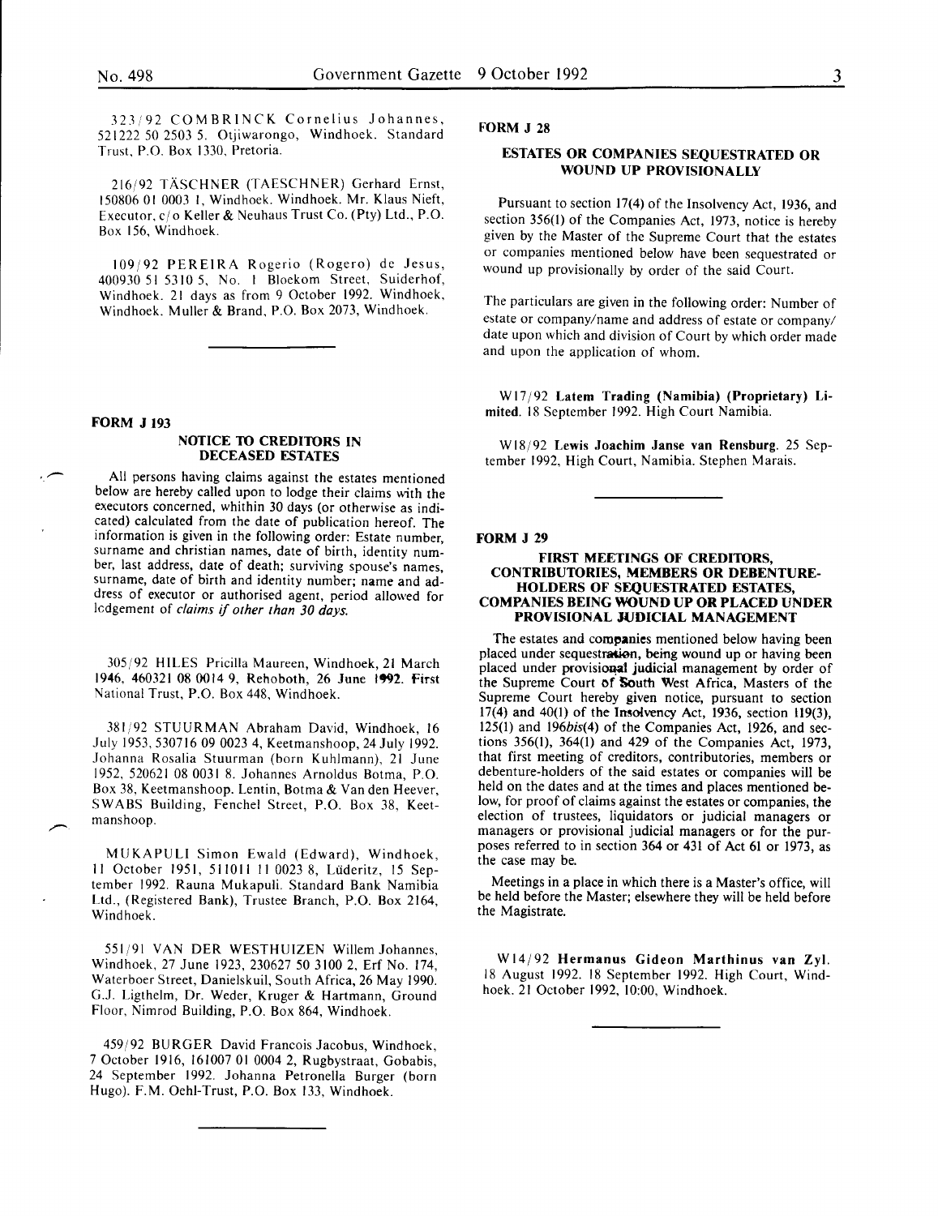323/92 COMBRINCK Cornelius Johannes, 521222 50 2503 5. Otjiwarongo, Windhoek. Standard Trust, P.O. Box 1330, Pretoria.

216/92 TÄSCHNER (TAESCHNER) Gerhard Ernst, 150806 01 0003 1, Windhoek. Windhoek. Mr. Klaus Nieft, Executor, c/o Keller & Neuhaus Trust Co. (Pty) Ltd., P.O. Box 156, Windhoek.

109/92 PEREIRA Rogerio (Rogero) de Jesus, 400930 51 5310 5, No. 1 Bloekom Street, Suiderhof, Windhoek. 21 days as from 9 October 1992. Windhoek, Windhoek. Muller & Brand, P.O. Box 2073, Windhoek.

---

**FORM J 193**

## NOTICE TO CREDITORS IN DECEASED ESTATES

All persons having claims against the estates mentioned below are hereby called upon to lodge their claims with the executors concerned, whithin 30 days (or otherwise as indicated) calculated from the date of publication hereof. The information is given in the following order: Estate number, surname and christian names, date of birth, identity number, last address, date of death; surviving spouse's names, surname, date of birth and identity number; name and address of executor or authorised agent, period allowed for lodgement of *claims if other than 30 days.*

305/92 HILES Pricilla Maureen, Windhoek, 21 March 1946, 460321 08 0014 9, Rehoboth, 26 June 1992. First National Trust, P.O. Box 448, Windhoek.

381/92 STUURMAN Abraham David, Windhoek, 16 July 1953, 530716 09 0023 4, Keetmanshoop, 24 July 1992. Johanna Rosalia Stuurman (born Kuhlmann), 21 June 1952, 520621 08 0031 8. Johannes Arnoldus Botma, P.O. Box 38, Keetmanshoop. Lentin, Botma & Van den Heever, SWABS Building, Fenchel Street, P.O. Box 38, Keetmanshoop.

MUKAPULI Simon Ewald (Edward), Windhoek, 11 October 1951, 511011 11 0023 8, Lüderitz, 15 September 1992. Rauna Mukapuli. Standard Bank Namibia Ltd., (Registered Bank), Trustee Branch, P.O. Box 2164, Windhoek.

551/91 VAN DER WESTHUIZEN Willem Johannes, Windhoek, 27 June 1923, 230627 50 3100 2, Erf No. 174, Waterboer Street, Danielskuil, South Africa, 26 May 1990. G.J. Ligthelm, Dr. Weder, Kruger & Hartmann, Ground Floor, Nimrod Building, P.O. Box 864, Windhoek.

459/92 BURGER David Francois Jacobus, Windhoek, 7 October 1916, 161007 01 0004 2, Rugbystraat, Gobabis, 24 September 1992. Johanna Petronella Burger (born Hugo). F.M. Oehl-Trust, P.O. Box 133, Windhoek.

---

**FORM J 28**

## ESTATES OR COMPANIES SEQUESTRATED OR WOUND UP PROVISIONALLY

Pursuant to section 17(4) of the Insolvency Act, 1936, and section 356(1) of the Companies Act, 1973, notice is hereby given by the Master of the Supreme Court that the estates or companies mentioned below have been sequestrated or wound up provisionally by order of the said Court.

The particulars are given in the following order: Number of estate or company/name and address of estate or company/ date upon which and division of Court by which order made and upon the application of whom.

W17/92 **Latem Trading (Namibia) (Proprietary) Limited.** 18 September 1992. High Court Namibia.

W18/92 **Lewis Joachim Janse van Rensburg.** 25 September 1992, High Court, Namibia. Stephen Marais.

---

**FORM J 29**

## FIRST MEETINGS OF CREDITORS, CONTRIBUTORIES, MEMBERS OR DEBENTURE-HOLDERS OF SEQUESTRATED ESTATES, COMPANIES BEING WOUND UP OR PLACED UNDER PROVISIONAL JUDICIAL MANAGEMENT

The estates and companies mentioned below having been placed under sequestration, being wound up or having been placed under provisional judicial management by order of the Supreme Court of South West Africa, Masters of the Supreme Court hereby given notice, pursuant to section 17(4) and 40(1) of the Insolvency Act, 1936, section 119(3), 125(1) and 196*bis*(4) of the Companies Act, 1926, and sections 356(1), 364(1) and 429 of the Companies Act, 1973, that first meeting of creditors, contributories, members or debenture-holders of the said estates or companies will be held on the dates and at the times and places mentioned below, for proof of claims against the estates or companies, the election of trustees, liquidators or judicial managers or managers or provisional judicial managers or for the purposes referred to in section 364 or 431 of Act 61 or 1973, as the case may be.

Meetings in a place in which there is a Master's office, will be held before the Master; elsewhere they will be held before the Magistrate.

W14/92 **Hermanus Gideon Marthinus van Zyl.** 18 August 1992. 18 September 1992. High Court, Windhoek. 21 October 1992, 10:00, Windhoek.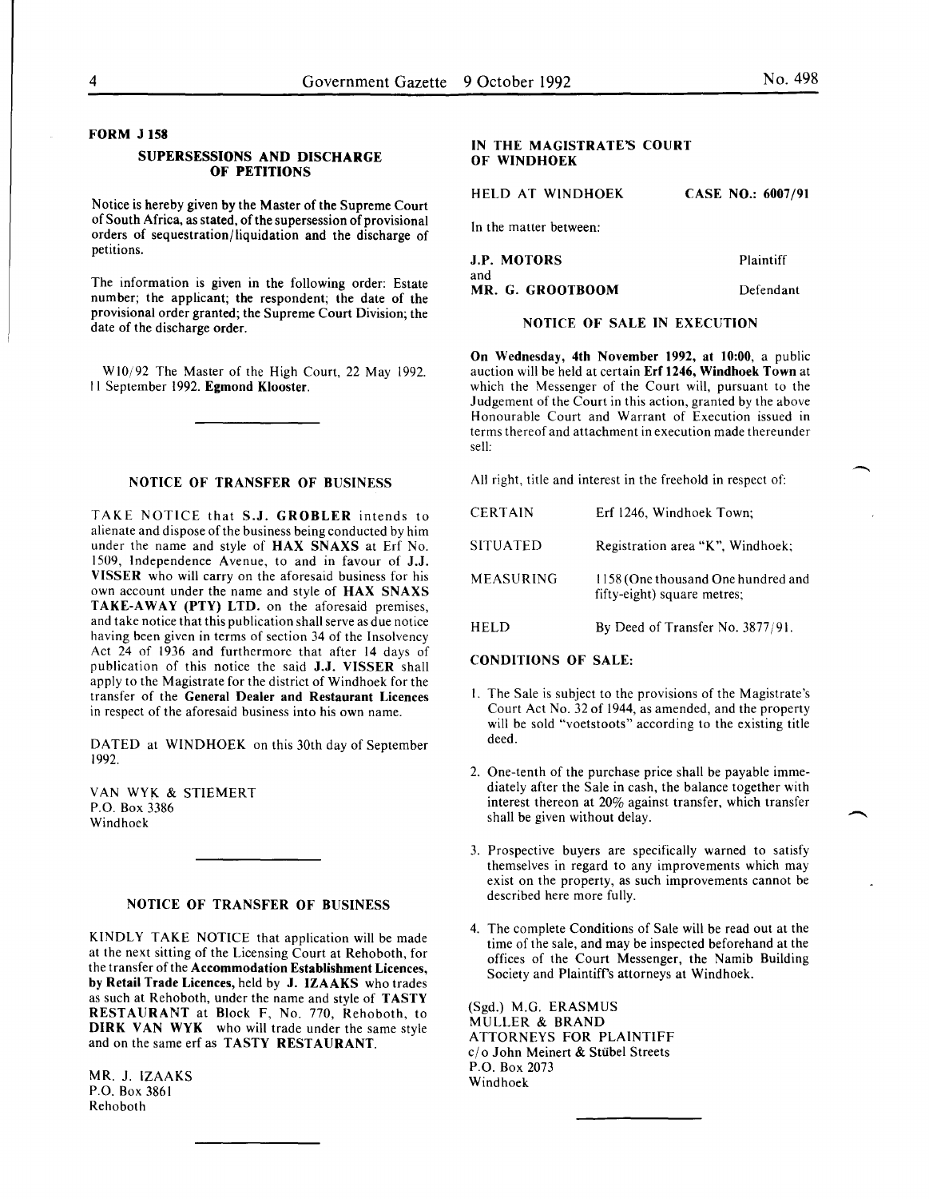**FORM J 158**

### SUPERSESSIONS AND DISCHARGE OF PETITIONS

Notice is hereby given by the Master of the Supreme Court of South Africa, as stated, of the supersession of provisional orders of sequestration/liquidation and the discharge of petitions.

The information is given in the following order: Estate number; the applicant; the respondent; the date of the provisional order granted; the Supreme Court Division; the date of the discharge order.

W10/92 The Master of the High Court, 22 May 1992. 11 September 1992. **Egmond Klooster.**

---

### NOTICE OF TRANSFER OF BUSINESS

TAKE NOTICE that **S.J. GROBLER** intends to alienate and dispose of the business being conducted by him under the name and style of **HAX SNAXS** at Erf No. 1509, Independence Avenue, to and in favour of **J.J. VISSER** who will carry on the aforesaid business for his own account under the name and style of **HAX SNAXS TAKE-AWAY (PTY) LTD.** on the aforesaid premises, and take notice that this publication shall serve as due notice having been given in terms of section 34 of the Insolvency Act 24 of 1936 and furthermore that after 14 days of publication of this notice the said **J.J. VISSER** shall apply to the Magistrate for the district of Windhoek for the transfer of the **General Dealer and Restaurant Licences** in respect of the aforesaid business into his own name.

DATED at WINDHOEK on this 30th day of September 1992.

VAN WYK & STIEMERT
P.O. Box 3386
Windhoek

---

### NOTICE OF TRANSFER OF BUSINESS

KINDLY TAKE NOTICE that application will be made at the next sitting of the Licensing Court at Rehoboth, for the transfer of the **Accommodation Establishment Licences, by Retail Trade Licences,** held by **J. IZAAKS** who trades as such at Rehoboth, under the name and style of **TASTY RESTAURANT** at Block F, No. 770, Rehoboth, to **DIRK VAN WYK** who will trade under the same style and on the same erf as **TASTY RESTAURANT.**

MR. J. IZAAKS
P.O. Box 3861
Rehoboth

---

**IN THE MAGISTRATE'S COURT OF WINDHOEK**

HELD AT WINDHOEK — **CASE NO.: 6007/91**

In the matter between:

**J.P. MOTORS** — Plaintiff
and
**MR. G. GROOTBOOM** — Defendant

### NOTICE OF SALE IN EXECUTION

**On Wednesday, 4th November 1992, at 10:00,** a public auction will be held at certain **Erf 1246, Windhoek Town** at which the Messenger of the Court will, pursuant to the Judgement of the Court in this action, granted by the above Honourable Court and Warrant of Execution issued in terms thereof and attachment in execution made thereunder sell:

All right, title and interest in the freehold in respect of:

| | |
|---|---|
| CERTAIN | Erf 1246, Windhoek Town; |
| SITUATED | Registration area "K", Windhoek; |
| MEASURING | 1158 (One thousand One hundred and fifty-eight) square metres; |
| HELD | By Deed of Transfer No. 3877/91. |

**CONDITIONS OF SALE:**

1. The Sale is subject to the provisions of the Magistrate's Court Act No. 32 of 1944, as amended, and the property will be sold "voetstoots" according to the existing title deed.
2. One-tenth of the purchase price shall be payable immediately after the Sale in cash, the balance together with interest thereon at 20% against transfer, which transfer shall be given without delay.
3. Prospective buyers are specifically warned to satisfy themselves in regard to any improvements which may exist on the property, as such improvements cannot be described here more fully.
4. The complete Conditions of Sale will be read out at the time of the sale, and may be inspected beforehand at the offices of the Court Messenger, the Namib Building Society and Plaintiff's attorneys at Windhoek.

(Sgd.) M.G. ERASMUS
MULLER & BRAND
ATTORNEYS FOR PLAINTIFF
c/o John Meinert & Stübel Streets
P.O. Box 2073
Windhoek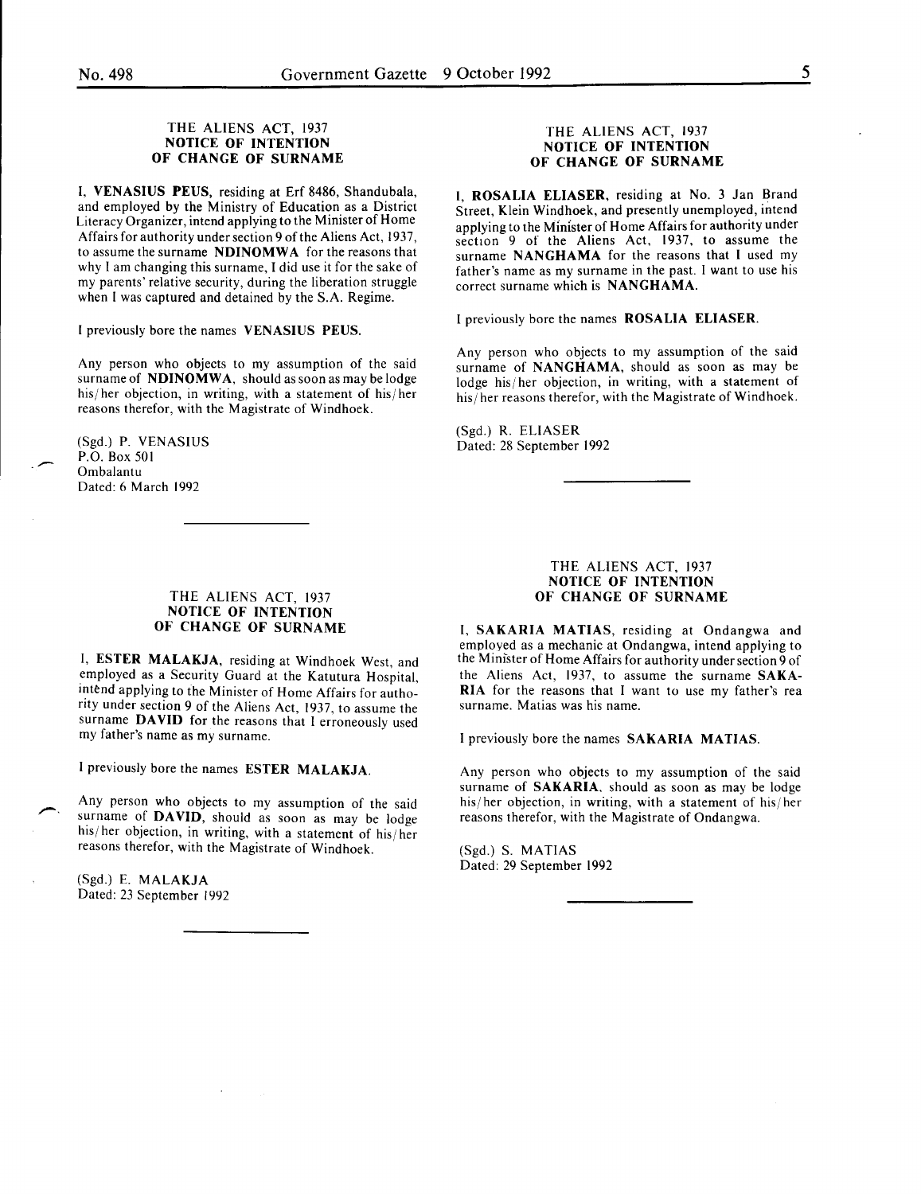### THE ALIENS ACT, 1937
### NOTICE OF INTENTION OF CHANGE OF SURNAME

I, **VENASIUS PEUS**, residing at Erf 8486, Shandubala, and employed by the Ministry of Education as a District Literacy Organizer, intend applying to the Minister of Home Affairs for authority under section 9 of the Aliens Act, 1937, to assume the surname **NDINOMWA** for the reasons that why I am changing this surname, I did use it for the sake of my parents' relative security, during the liberation struggle when I was captured and detained by the S.A. Regime.

I previously bore the names **VENASIUS PEUS**.

Any person who objects to my assumption of the said surname of **NDINOMWA**, should as soon as may be lodge his/her objection, in writing, with a statement of his/her reasons therefor, with the Magistrate of Windhoek.

(Sgd.) P. VENASIUS
P.O. Box 501
Ombalantu
Dated: 6 March 1992

---

### THE ALIENS ACT, 1937
### NOTICE OF INTENTION OF CHANGE OF SURNAME

I, **ESTER MALAKJA**, residing at Windhoek West, and employed as a Security Guard at the Katutura Hospital, intênd applying to the Minister of Home Affairs for authority under section 9 of the Aliens Act, 1937, to assume the surname **DAVID** for the reasons that I erroneously used my father's name as my surname.

I previously bore the names **ESTER MALAKJA**.

Any person who objects to my assumption of the said surname of **DAVID**, should as soon as may be lodge his/her objection, in writing, with a statement of his/her reasons therefor, with the Magistrate of Windhoek.

(Sgd.) E. MALAKJA
Dated: 23 September 1992

---

### THE ALIENS ACT, 1937
### NOTICE OF INTENTION OF CHANGE OF SURNAME

I, **ROSALIA ELIASER**, residing at No. 3 Jan Brand Street, Klein Windhoek, and presently unemployed, intend applying to the Minister of Home Affairs for authority under section 9 of the Aliens Act, 1937, to assume the surname **NANGHAMA** for the reasons that I used my father's name as my surname in the past. I want to use his correct surname which is **NANGHAMA**.

I previously bore the names **ROSALIA ELIASER**.

Any person who objects to my assumption of the said surname of **NANGHAMA**, should as soon as may be lodge his/her objection, in writing, with a statement of his/her reasons therefor, with the Magistrate of Windhoek.

(Sgd.) R. ELIASER
Dated: 28 September 1992

---

### THE ALIENS ACT, 1937
### NOTICE OF INTENTION OF CHANGE OF SURNAME

I, **SAKARIA MATIAS**, residing at Ondangwa and employed as a mechanic at Ondangwa, intend applying to the Minister of Home Affairs for authority under section 9 of the Aliens Act, 1937, to assume the surname **SAKARIA** for the reasons that I want to use my father's rea surname. Matias was his name.

I previously bore the names **SAKARIA MATIAS**.

Any person who objects to my assumption of the said surname of **SAKARIA**, should as soon as may be lodge his/her objection, in writing, with a statement of his/her reasons therefor, with the Magistrate of Ondangwa.

(Sgd.) S. MATIAS
Dated: 29 September 1992

---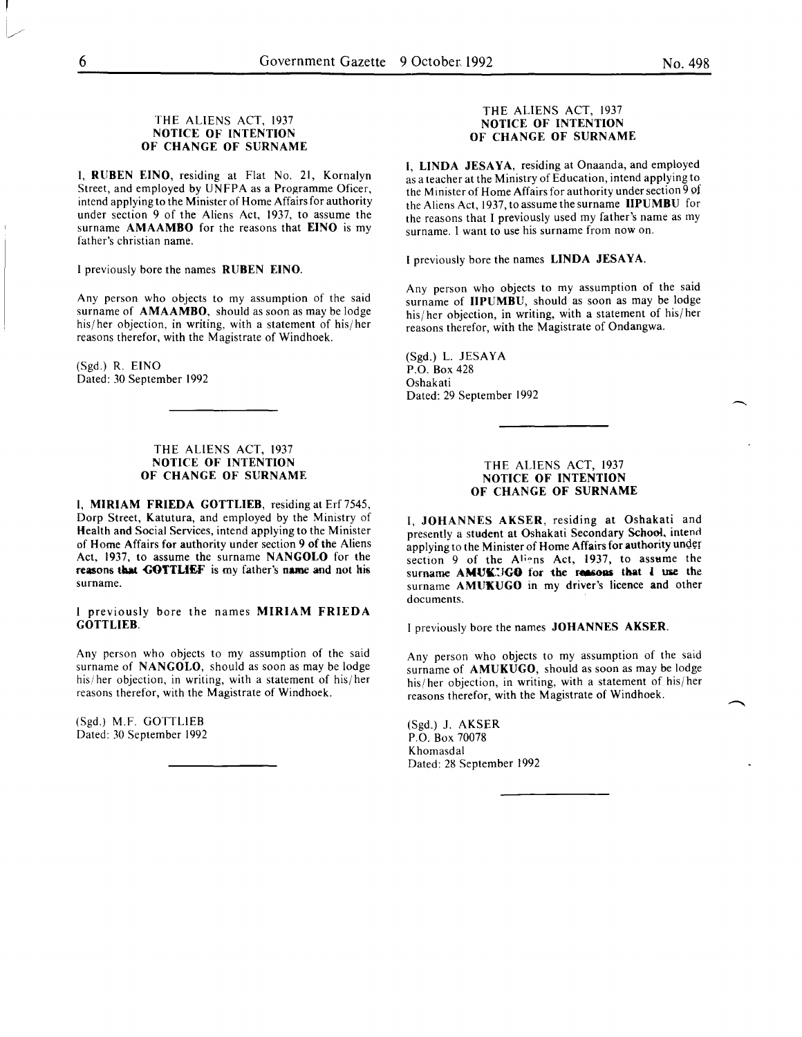### THE ALIENS ACT, 1937
### NOTICE OF INTENTION OF CHANGE OF SURNAME

I, **RUBEN EINO**, residing at Flat No. 21, Kornalyn Street, and employed by UNFPA as a Programme Oficer, intend applying to the Minister of Home Affairs for authority under section 9 of the Aliens Act, 1937, to assume the surname **AMAAMBO** for the reasons that **EINO** is my father's christian name.

I previously bore the names **RUBEN EINO**.

Any person who objects to my assumption of the said surname of **AMAAMBO**, should as soon as may be lodge his/her objection, in writing, with a statement of his/her reasons therefor, with the Magistrate of Windhoek.

(Sgd.) R. EINO
Dated: 30 September 1992

---

### THE ALIENS ACT, 1937
### NOTICE OF INTENTION OF CHANGE OF SURNAME

I, **MIRIAM FRIEDA GOTTLIEB**, residing at Erf 7545, Dorp Street, Katutura, and employed by the Ministry of Health and Social Services, intend applying to the Minister of Home Affairs for authority under section 9 of the Aliens Act, 1937, to assume the surname **NANGOLO** for the reasons that **GOTTLIEF** is my father's name and not his surname.

I previously bore the names **MIRIAM FRIEDA GOTTLIEB**.

Any person who objects to my assumption of the said surname of **NANGOLO**, should as soon as may be lodge his/her objection, in writing, with a statement of his/her reasons therefor, with the Magistrate of Windhoek.

(Sgd.) M.F. GOTTLIEB
Dated: 30 September 1992

---

### THE ALIENS ACT, 1937
### NOTICE OF INTENTION OF CHANGE OF SURNAME

I, **LINDA JESAYA**, residing at Onaanda, and employed as a teacher at the Ministry of Education, intend applying to the Minister of Home Affairs for authority under section 9 of the Aliens Act, 1937, to assume the surname **IIPUMBU** for the reasons that I previously used my father's name as my surname. I want to use his surname from now on.

I previously bore the names **LINDA JESAYA**.

Any person who objects to my assumption of the said surname of **IIPUMBU**, should as soon as may be lodge his/her objection, in writing, with a statement of his/her reasons therefor, with the Magistrate of Ondangwa.

(Sgd.) L. JESAYA
P.O. Box 428
Oshakati
Dated: 29 September 1992

---

### THE ALIENS ACT, 1937
### NOTICE OF INTENTION OF CHANGE OF SURNAME

I, **JOHANNES AKSER**, residing at Oshakati and presently a student at Oshakati Secondary School, intend applying to the Minister of Home Affairs for authority under section 9 of the Aliens Act, 1937, to assume the surname **AMUKUGO** for the reasons that I use the surname **AMUKUGO** in my driver's licence and other documents.

I previously bore the names **JOHANNES AKSER**.

Any person who objects to my assumption of the said surname of **AMUKUGO**, should as soon as may be lodge his/her objection, in writing, with a statement of his/her reasons therefor, with the Magistrate of Windhoek.

(Sgd.) J. AKSER
P.O. Box 70078
Khomasdal
Dated: 28 September 1992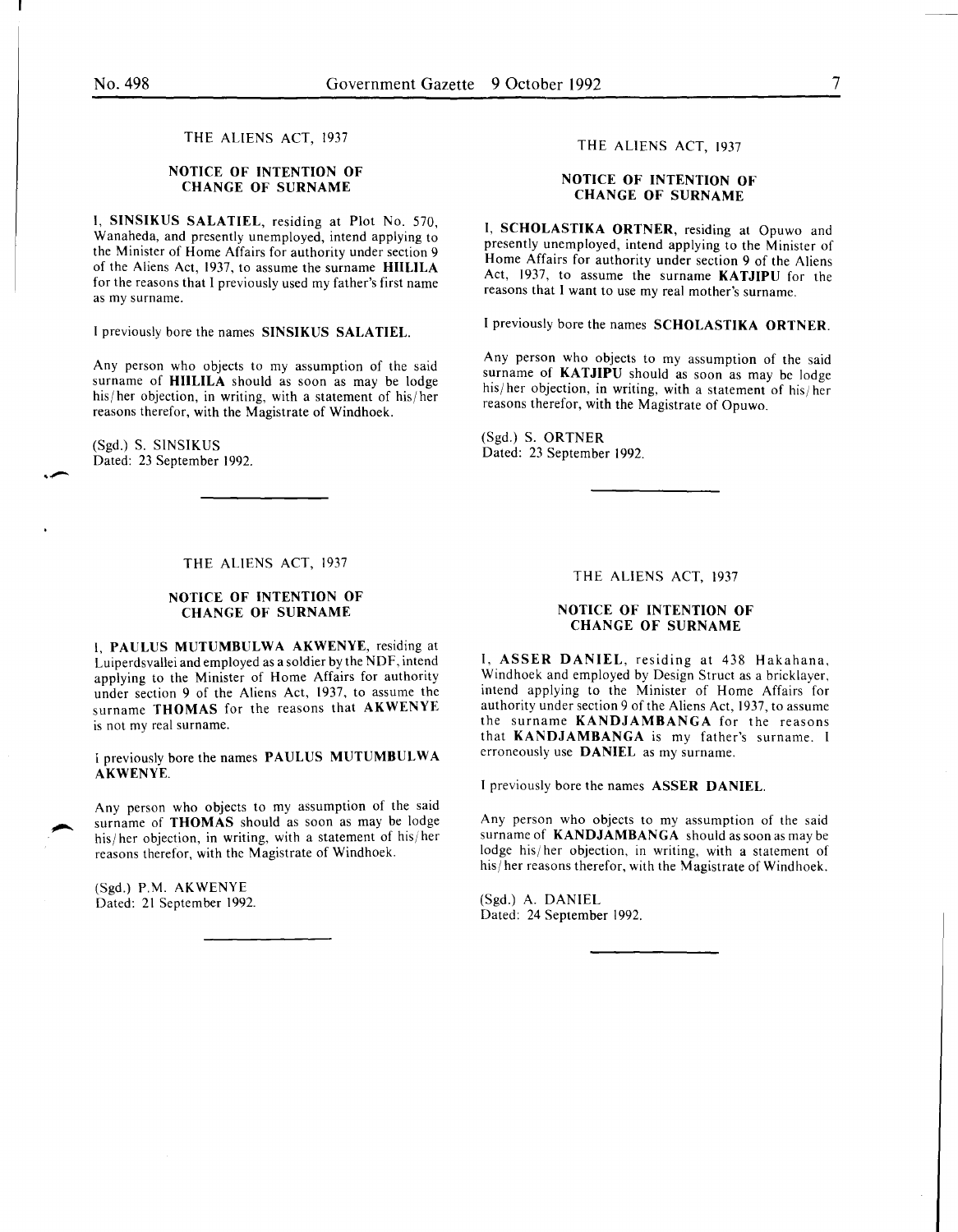## THE ALIENS ACT, 1937

### NOTICE OF INTENTION OF CHANGE OF SURNAME

I, **SINSIKUS SALATIEL**, residing at Plot No. 570, Wanaheda, and presently unemployed, intend applying to the Minister of Home Affairs for authority under section 9 of the Aliens Act, 1937, to assume the surname **HIILILA** for the reasons that I previously used my father's first name as my surname.

I previously bore the names **SINSIKUS SALATIEL**.

Any person who objects to my assumption of the said surname of **HIILILA** should as soon as may be lodge his/her objection, in writing, with a statement of his/her reasons therefor, with the Magistrate of Windhoek.

(Sgd.) S. SINSIKUS
Dated: 23 September 1992.

---

## THE ALIENS ACT, 1937

### NOTICE OF INTENTION OF CHANGE OF SURNAME

I, **PAULUS MUTUMBULWA AKWENYE**, residing at Luiperdsvallei and employed as a soldier by the NDF, intend applying to the Minister of Home Affairs for authority under section 9 of the Aliens Act, 1937, to assume the surname **THOMAS** for the reasons that **AKWENYE** is not my real surname.

I previously bore the names **PAULUS MUTUMBULWA AKWENYE**.

Any person who objects to my assumption of the said surname of **THOMAS** should as soon as may be lodge his/her objection, in writing, with a statement of his/her reasons therefor, with the Magistrate of Windhoek.

(Sgd.) P.M. AKWENYE
Dated: 21 September 1992.

---

## THE ALIENS ACT, 1937

### NOTICE OF INTENTION OF CHANGE OF SURNAME

I, **SCHOLASTIKA ORTNER**, residing at Opuwo and presently unemployed, intend applying to the Minister of Home Affairs for authority under section 9 of the Aliens Act, 1937, to assume the surname **KATJIPU** for the reasons that I want to use my real mother's surname.

I previously bore the names **SCHOLASTIKA ORTNER**.

Any person who objects to my assumption of the said surname of **KATJIPU** should as soon as may be lodge his/her objection, in writing, with a statement of his/her reasons therefor, with the Magistrate of Opuwo.

(Sgd.) S. ORTNER
Dated: 23 September 1992.

---

## THE ALIENS ACT, 1937

### NOTICE OF INTENTION OF CHANGE OF SURNAME

I, **ASSER DANIEL**, residing at 438 Hakahana, Windhoek and employed by Design Struct as a bricklayer, intend applying to the Minister of Home Affairs for authority under section 9 of the Aliens Act, 1937, to assume the surname **KANDJAMBANGA** for the reasons that **KANDJAMBANGA** is my father's surname. I erroneously use **DANIEL** as my surname.

I previously bore the names **ASSER DANIEL**.

Any person who objects to my assumption of the said surname of **KANDJAMBANGA** should as soon as may be lodge his/her objection, in writing, with a statement of his/her reasons therefor, with the Magistrate of Windhoek.

(Sgd.) A. DANIEL
Dated: 24 September 1992.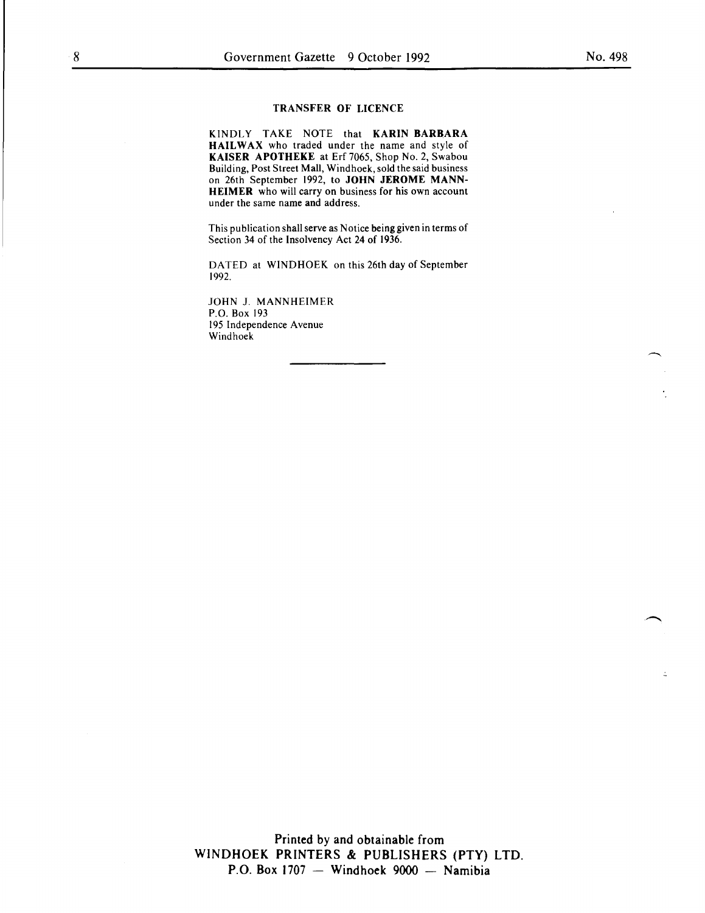## TRANSFER OF LICENCE

KINDLY TAKE NOTE that **KARIN BARBARA HAILWAX** who traded under the name and style of **KAISER APOTHEKE** at Erf 7065, Shop No. 2, Swabou Building, Post Street Mall, Windhoek, sold the said business on 26th September 1992, to **JOHN JEROME MANNHEIMER** who will carry on business for his own account under the same name and address.

This publication shall serve as Notice being given in terms of Section 34 of the Insolvency Act 24 of 1936.

DATED at WINDHOEK on this 26th day of September 1992.

JOHN J. MANNHEIMER
P.O. Box 193
195 Independence Avenue
Windhoek

---

**Printed by and obtainable from**
**WINDHOEK PRINTERS & PUBLISHERS (PTY) LTD.**
**P.O. Box 1707 — Windhoek 9000 — Namibia**